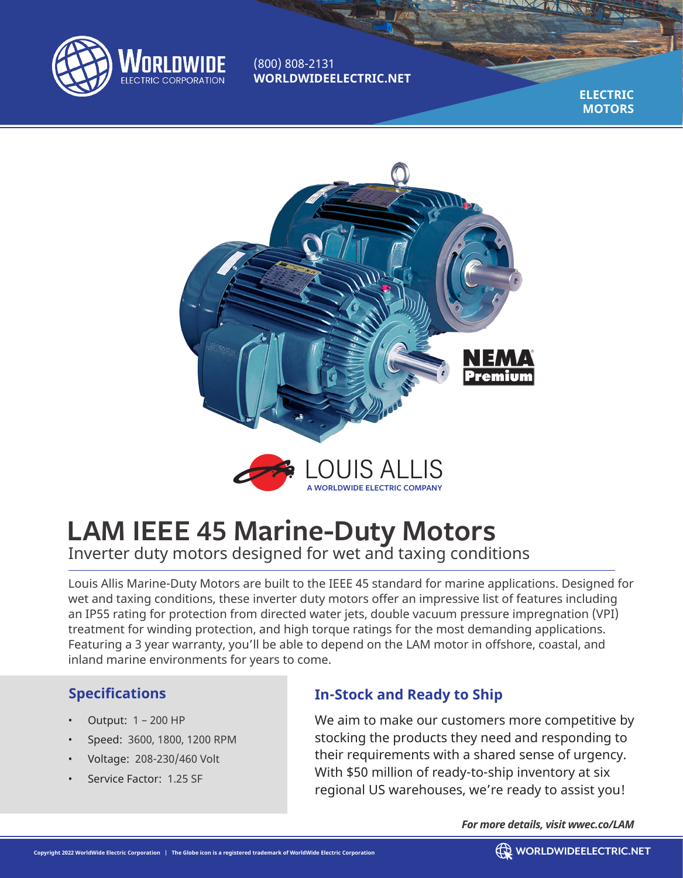Worldwide Electric Corporation

(800) 808-2131
**WORLDWIDEELECTRIC.NET**

**ELECTRIC MOTORS**

NEMA Premium

LOUIS ALLIS
A WORLDWIDE ELECTRIC COMPANY

# LAM IEEE 45 Marine-Duty Motors

Inverter duty motors designed for wet and taxing conditions

Louis Allis Marine-Duty Motors are built to the IEEE 45 standard for marine applications. Designed for wet and taxing conditions, these inverter duty motors offer an impressive list of features including an IP55 rating for protection from directed water jets, double vacuum pressure impregnation (VPI) treatment for winding protection, and high torque ratings for the most demanding applications. Featuring a 3 year warranty, you'll be able to depend on the LAM motor in offshore, coastal, and inland marine environments for years to come.

## Specifications

- Output: 1 – 200 HP
- Speed: 3600, 1800, 1200 RPM
- Voltage: 208-230/460 Volt
- Service Factor: 1.25 SF

## In-Stock and Ready to Ship

We aim to make our customers more competitive by stocking the products they need and responding to their requirements with a shared sense of urgency. With $50 million of ready-to-ship inventory at six regional US warehouses, we're ready to assist you!

***For more details, visit wwec.co/LAM***

Copyright 2022 WorldWide Electric Corporation | The Globe icon is a registered trademark of WorldWide Electric Corporation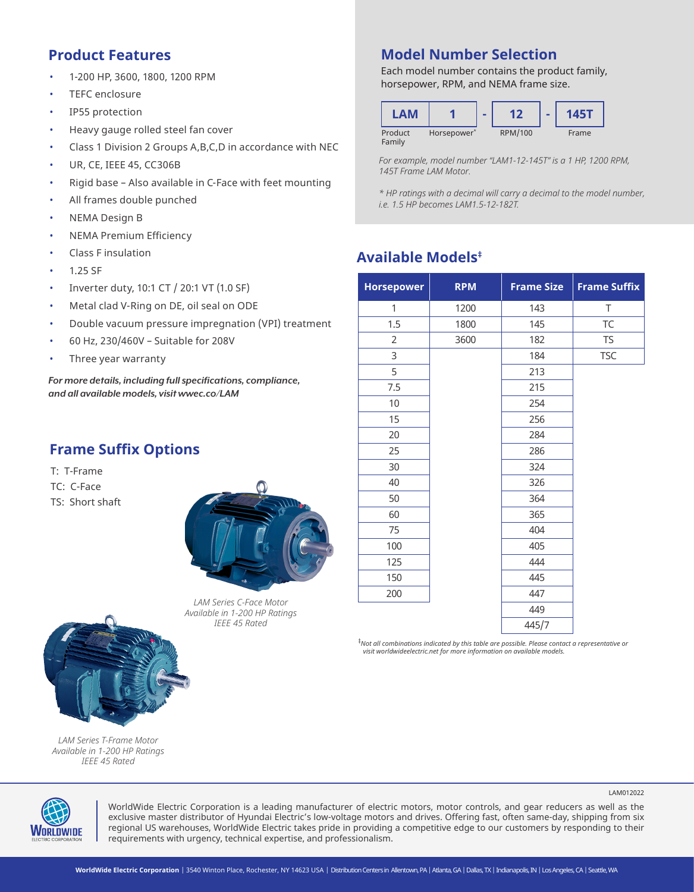## Product Features

- 1-200 HP, 3600, 1800, 1200 RPM
- TEFC enclosure
- IP55 protection
- Heavy gauge rolled steel fan cover
- Class 1 Division 2 Groups A,B,C,D in accordance with NEC
- UR, CE, IEEE 45, CC306B
- Rigid base – Also available in C-Face with feet mounting
- All frames double punched
- NEMA Design B
- NEMA Premium Efficiency
- Class F insulation
- 1.25 SF
- Inverter duty, 10:1 CT / 20:1 VT (1.0 SF)
- Metal clad V-Ring on DE, oil seal on ODE
- Double vacuum pressure impregnation (VPI) treatment
- 60 Hz, 230/460V – Suitable for 208V
- Three year warranty

***For more details, including full specifications, compliance, and all available models, visit wwec.co/LAM***

## Frame Suffix Options

T: T-Frame
TC: C-Face
TS: Short shaft

*LAM Series C-Face Motor*
*Available in 1-200 HP Ratings*
*IEEE 45 Rated*

*LAM Series T-Frame Motor*
*Available in 1-200 HP Ratings*
*IEEE 45 Rated*

## Model Number Selection

Each model number contains the product family, horsepower, RPM, and NEMA frame size.

| LAM | 1 | - | 12 | - | 145T |
|---|---|---|---|---|---|
| Product Family | Horsepower* | | RPM/100 | | Frame |

*For example, model number "LAM1-12-145T" is a 1 HP, 1200 RPM, 145T Frame LAM Motor.*

*\* HP ratings with a decimal will carry a decimal to the model number, i.e. 1.5 HP becomes LAM1.5-12-182T.*

## Available Models‡

| Horsepower | RPM | Frame Size | Frame Suffix |
|---|---|---|---|
| 1 | 1200 | 143 | T |
| 1.5 | 1800 | 145 | TC |
| 2 | 3600 | 182 | TS |
| 3 | | 184 | TSC |
| 5 | | 213 | |
| 7.5 | | 215 | |
| 10 | | 254 | |
| 15 | | 256 | |
| 20 | | 284 | |
| 25 | | 286 | |
| 30 | | 324 | |
| 40 | | 326 | |
| 50 | | 364 | |
| 60 | | 365 | |
| 75 | | 404 | |
| 100 | | 405 | |
| 125 | | 444 | |
| 150 | | 445 | |
| 200 | | 447 | |
| | | 449 | |
| | | 445/7 | |

*‡Not all combinations indicated by this table are possible. Please contact a representative or visit worldwideelectric.net for more information on available models.*

LAM012022

WorldWide Electric Corporation is a leading manufacturer of electric motors, motor controls, and gear reducers as well as the exclusive master distributor of Hyundai Electric's low-voltage motors and drives. Offering fast, often same-day, shipping from six regional US warehouses, WorldWide Electric takes pride in providing a competitive edge to our customers by responding to their requirements with urgency, technical expertise, and professionalism.

**WorldWide Electric Corporation** | 3540 Winton Place, Rochester, NY 14623 USA | Distribution Centers in Allentown, PA | Atlanta, GA | Dallas, TX | Indianapolis, IN | Los Angeles, CA | Seattle, WA